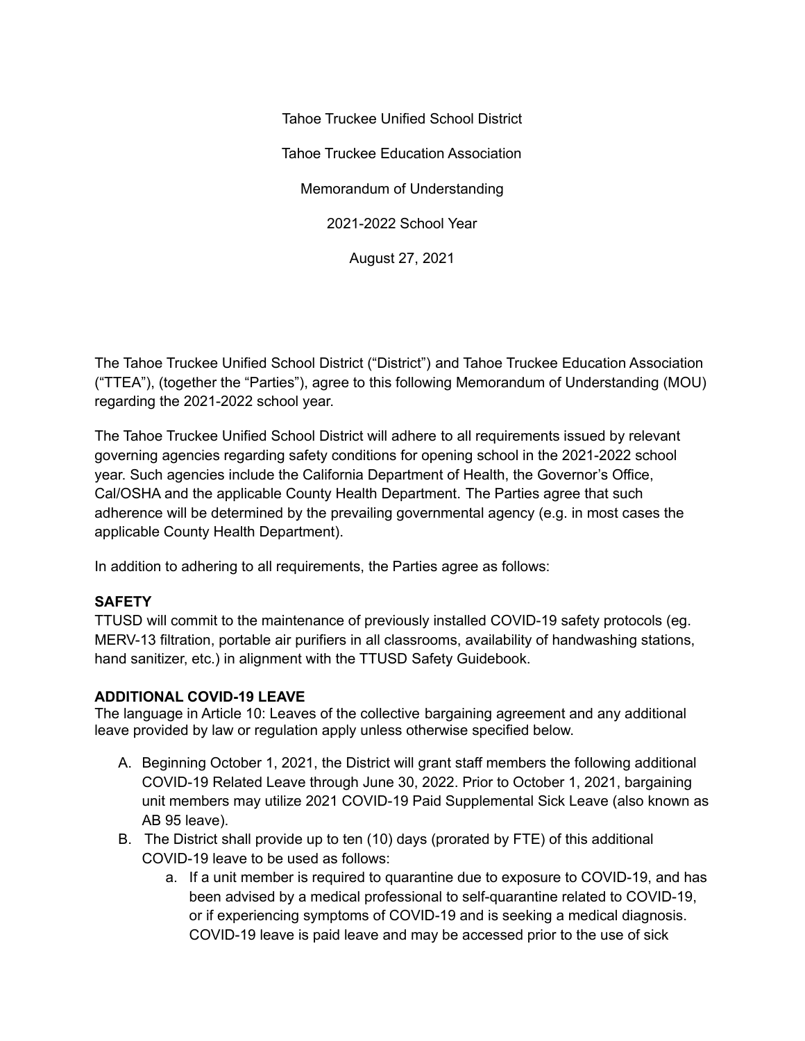Tahoe Truckee Unified School District

Tahoe Truckee Education Association

Memorandum of Understanding

2021-2022 School Year

August 27, 2021

The Tahoe Truckee Unified School District ("District") and Tahoe Truckee Education Association ("TTEA"), (together the "Parties"), agree to this following Memorandum of Understanding (MOU) regarding the 2021-2022 school year.

The Tahoe Truckee Unified School District will adhere to all requirements issued by relevant governing agencies regarding safety conditions for opening school in the 2021-2022 school year. Such agencies include the California Department of Health, the Governor's Office, Cal/OSHA and the applicable County Health Department. The Parties agree that such adherence will be determined by the prevailing governmental agency (e.g. in most cases the applicable County Health Department).

In addition to adhering to all requirements, the Parties agree as follows:

**SAFETY**

TTUSD will commit to the maintenance of previously installed COVID-19 safety protocols (eg. MERV-13 filtration, portable air purifiers in all classrooms, availability of handwashing stations, hand sanitizer, etc.) in alignment with the TTUSD Safety Guidebook.

**ADDITIONAL COVID-19 LEAVE**

The language in Article 10: Leaves of the collective bargaining agreement and any additional leave provided by law or regulation apply unless otherwise specified below.

A. Beginning October 1, 2021, the District will grant staff members the following additional COVID-19 Related Leave through June 30, 2022. Prior to October 1, 2021, bargaining unit members may utilize 2021 COVID-19 Paid Supplemental Sick Leave (also known as AB 95 leave).

B. The District shall provide up to ten (10) days (prorated by FTE) of this additional COVID-19 leave to be used as follows:

   a. If a unit member is required to quarantine due to exposure to COVID-19, and has been advised by a medical professional to self-quarantine related to COVID-19, or if experiencing symptoms of COVID-19 and is seeking a medical diagnosis. COVID-19 leave is paid leave and may be accessed prior to the use of sick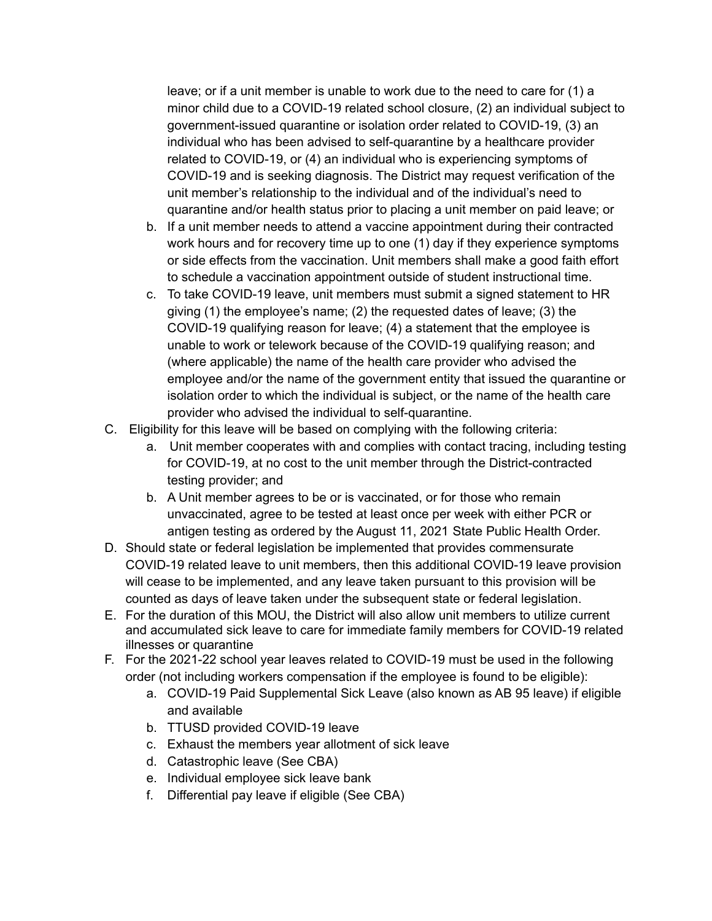leave; or if a unit member is unable to work due to the need to care for (1) a minor child due to a COVID-19 related school closure, (2) an individual subject to government-issued quarantine or isolation order related to COVID-19, (3) an individual who has been advised to self-quarantine by a healthcare provider related to COVID-19, or (4) an individual who is experiencing symptoms of COVID-19 and is seeking diagnosis. The District may request verification of the unit member's relationship to the individual and of the individual's need to quarantine and/or health status prior to placing a unit member on paid leave; or

   b. If a unit member needs to attend a vaccine appointment during their contracted work hours and for recovery time up to one (1) day if they experience symptoms or side effects from the vaccination. Unit members shall make a good faith effort to schedule a vaccination appointment outside of student instructional time.
   c. To take COVID-19 leave, unit members must submit a signed statement to HR giving (1) the employee's name; (2) the requested dates of leave; (3) the COVID-19 qualifying reason for leave; (4) a statement that the employee is unable to work or telework because of the COVID-19 qualifying reason; and (where applicable) the name of the health care provider who advised the employee and/or the name of the government entity that issued the quarantine or isolation order to which the individual is subject, or the name of the health care provider who advised the individual to self-quarantine.

C. Eligibility for this leave will be based on complying with the following criteria:
   a. Unit member cooperates with and complies with contact tracing, including testing for COVID-19, at no cost to the unit member through the District-contracted testing provider; and
   b. A Unit member agrees to be or is vaccinated, or for those who remain unvaccinated, agree to be tested at least once per week with either PCR or antigen testing as ordered by the August 11, 2021 State Public Health Order.

D. Should state or federal legislation be implemented that provides commensurate COVID-19 related leave to unit members, then this additional COVID-19 leave provision will cease to be implemented, and any leave taken pursuant to this provision will be counted as days of leave taken under the subsequent state or federal legislation.

E. For the duration of this MOU, the District will also allow unit members to utilize current and accumulated sick leave to care for immediate family members for COVID-19 related illnesses or quarantine

F. For the 2021-22 school year leaves related to COVID-19 must be used in the following order (not including workers compensation if the employee is found to be eligible):
   a. COVID-19 Paid Supplemental Sick Leave (also known as AB 95 leave) if eligible and available
   b. TTUSD provided COVID-19 leave
   c. Exhaust the members year allotment of sick leave
   d. Catastrophic leave (See CBA)
   e. Individual employee sick leave bank
   f. Differential pay leave if eligible (See CBA)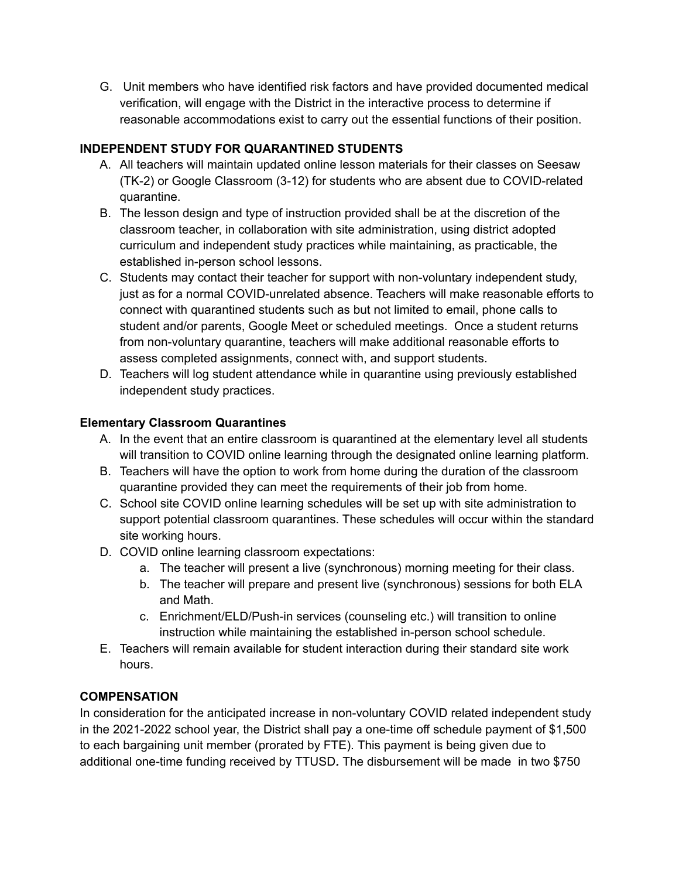G. Unit members who have identified risk factors and have provided documented medical verification, will engage with the District in the interactive process to determine if reasonable accommodations exist to carry out the essential functions of their position.

**INDEPENDENT STUDY FOR QUARANTINED STUDENTS**

A. All teachers will maintain updated online lesson materials for their classes on Seesaw (TK-2) or Google Classroom (3-12) for students who are absent due to COVID-related quarantine.
B. The lesson design and type of instruction provided shall be at the discretion of the classroom teacher, in collaboration with site administration, using district adopted curriculum and independent study practices while maintaining, as practicable, the established in-person school lessons.
C. Students may contact their teacher for support with non-voluntary independent study, just as for a normal COVID-unrelated absence. Teachers will make reasonable efforts to connect with quarantined students such as but not limited to email, phone calls to student and/or parents, Google Meet or scheduled meetings. Once a student returns from non-voluntary quarantine, teachers will make additional reasonable efforts to assess completed assignments, connect with, and support students.
D. Teachers will log student attendance while in quarantine using previously established independent study practices.

**Elementary Classroom Quarantines**

A. In the event that an entire classroom is quarantined at the elementary level all students will transition to COVID online learning through the designated online learning platform.
B. Teachers will have the option to work from home during the duration of the classroom quarantine provided they can meet the requirements of their job from home.
C. School site COVID online learning schedules will be set up with site administration to support potential classroom quarantines. These schedules will occur within the standard site working hours.
D. COVID online learning classroom expectations:
    a. The teacher will present a live (synchronous) morning meeting for their class.
    b. The teacher will prepare and present live (synchronous) sessions for both ELA and Math.
    c. Enrichment/ELD/Push-in services (counseling etc.) will transition to online instruction while maintaining the established in-person school schedule.
E. Teachers will remain available for student interaction during their standard site work hours.

**COMPENSATION**

In consideration for the anticipated increase in non-voluntary COVID related independent study in the 2021-2022 school year, the District shall pay a one-time off schedule payment of $1,500 to each bargaining unit member (prorated by FTE). This payment is being given due to additional one-time funding received by TTUSD**.** The disbursement will be made in two $750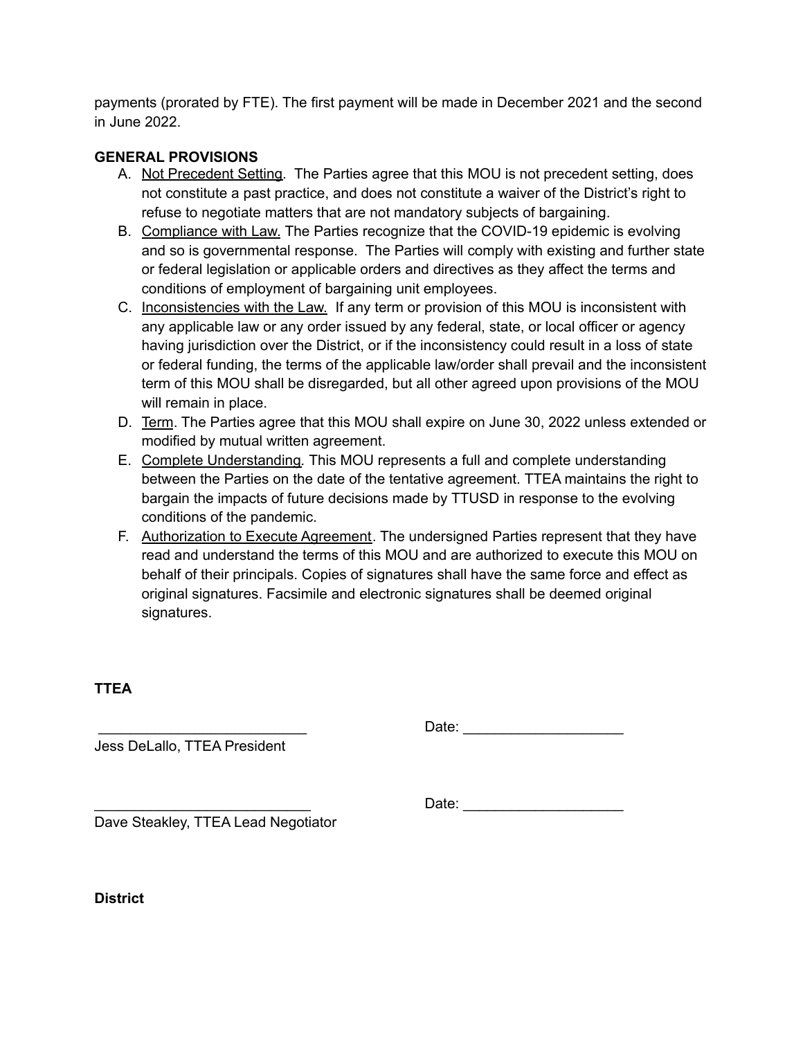payments (prorated by FTE). The first payment will be made in December 2021 and the second in June 2022.

**GENERAL PROVISIONS**

A. Not Precedent Setting. The Parties agree that this MOU is not precedent setting, does not constitute a past practice, and does not constitute a waiver of the District's right to refuse to negotiate matters that are not mandatory subjects of bargaining.

B. Compliance with Law. The Parties recognize that the COVID-19 epidemic is evolving and so is governmental response. The Parties will comply with existing and further state or federal legislation or applicable orders and directives as they affect the terms and conditions of employment of bargaining unit employees.

C. Inconsistencies with the Law. If any term or provision of this MOU is inconsistent with any applicable law or any order issued by any federal, state, or local officer or agency having jurisdiction over the District, or if the inconsistency could result in a loss of state or federal funding, the terms of the applicable law/order shall prevail and the inconsistent term of this MOU shall be disregarded, but all other agreed upon provisions of the MOU will remain in place.

D. Term. The Parties agree that this MOU shall expire on June 30, 2022 unless extended or modified by mutual written agreement.

E. Complete Understanding. This MOU represents a full and complete understanding between the Parties on the date of the tentative agreement. TTEA maintains the right to bargain the impacts of future decisions made by TTUSD in response to the evolving conditions of the pandemic.

F. Authorization to Execute Agreement. The undersigned Parties represent that they have read and understand the terms of this MOU and are authorized to execute this MOU on behalf of their principals. Copies of signatures shall have the same force and effect as original signatures. Facsimile and electronic signatures shall be deemed original signatures.

**TTEA**

__________________________ Date: ____________________

Jess DeLallo, TTEA President

__________________________ Date: ____________________

Dave Steakley, TTEA Lead Negotiator

**District**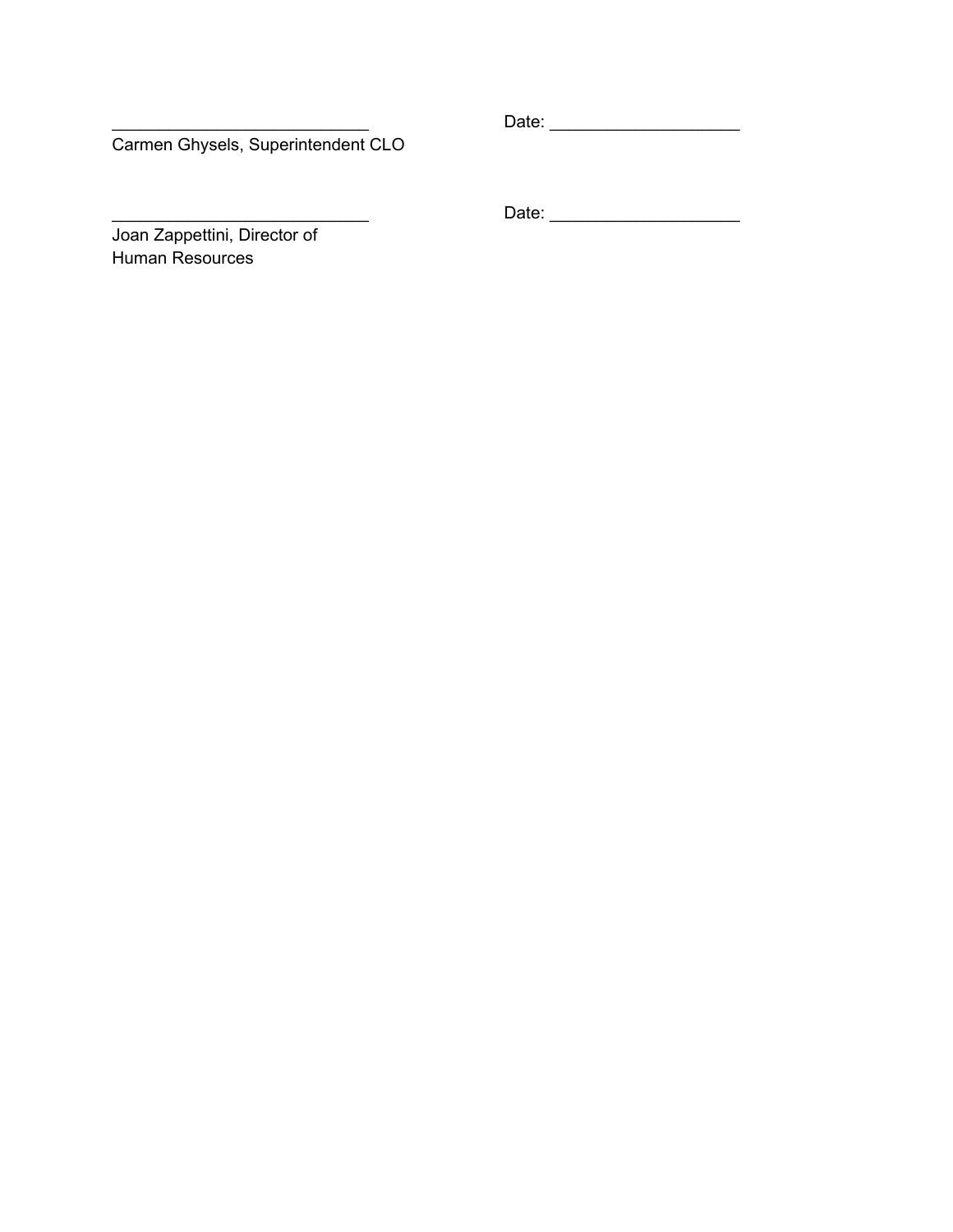___________________________ Date: ____________________

Carmen Ghysels, Superintendent CLO

___________________________ Date: ____________________

Joan Zappettini, Director of
Human Resources